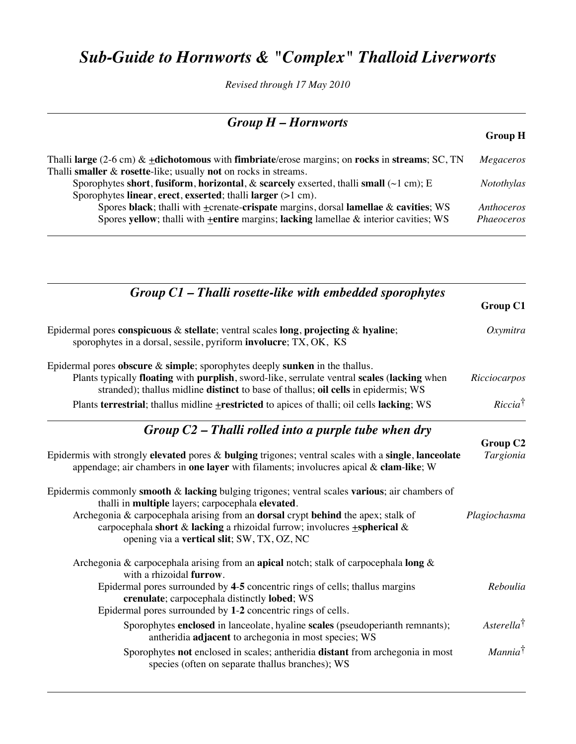# *Sub-Guide to Hornworts & "Complex" Thalloid Liverworts*

*Revised through 17 May 2010*

## *Group H – Hornworts*

**Group H**

Thalli **large** (2-6 cm) & **±dichotomous** with **fimbriate**/erose margins; on **rocks** in **streams**; SC, TN — *Megaceros*

Thalli **smaller** & **rosette**-like; usually **not** on rocks in streams.

- Sporophytes **short**, **fusiform**, **horizontal**, & **scarcely** exserted, thalli **small** (~1 cm); E — *Notothylas*
- Sporophytes **linear**, **erect**, **exserted**; thalli **larger** (>1 cm).
  - Spores **black**; thalli with ±crenate-**crispate** margins, dorsal **lamellae** & **cavities**; WS — *Anthoceros*
  - Spores **yellow**; thalli with **±entire** margins; **lacking** lamellae & interior cavities; WS — *Phaeoceros*

## *Group C1 – Thalli rosette-like with embedded sporophytes*

**Group C1**

Epidermal pores **conspicuous** & **stellate**; ventral scales **long**, **projecting** & **hyaline**; sporophytes in a dorsal, sessile, pyriform **involucre**; TX, OK, KS — *Oxymitra*

Epidermal pores **obscure** & **simple**; sporophytes deeply **sunken** in the thallus.

- Plants typically **floating** with **purplish**, sword-like, serrulate ventral **scales** (**lacking** when stranded); thallus midline **distinct** to base of thallus; **oil cells** in epidermis; WS — *Ricciocarpos*
- Plants **terrestrial**; thallus midline **±restricted** to apices of thalli; oil cells **lacking**; WS — *Riccia*†

## *Group C2 – Thalli rolled into a purple tube when dry*

**Group C2**

Epidermis with strongly **elevated** pores & **bulging** trigones; ventral scales with a **single**, **lanceolate** appendage; air chambers in **one layer** with filaments; involucres apical & **clam**-**like**; W — *Targionia*

Epidermis commonly **smooth** & **lacking** bulging trigones; ventral scales **various**; air chambers of thalli in **multiple** layers; carpocephala **elevated**.

- Archegonia & carpocephala arising from an **dorsal** crypt **behind** the apex; stalk of carpocephala **short** & **lacking** a rhizoidal furrow; involucres **±spherical** & opening via a **vertical slit**; SW, TX, OZ, NC — *Plagiochasma*
- Archegonia & carpocephala arising from an **apical** notch; stalk of carpocephala **long** & with a rhizoidal **furrow**.
  - Epidermal pores surrounded by **4**-**5** concentric rings of cells; thallus margins **crenulate**; carpocephala distinctly **lobed**; WS — *Reboulia*
  - Epidermal pores surrounded by **1**-**2** concentric rings of cells.
    - Sporophytes **enclosed** in lanceolate, hyaline **scales** (pseudoperianth remnants); antheridia **adjacent** to archegonia in most species; WS — *Asterella*†
    - Sporophytes **not** enclosed in scales; antheridia **distant** from archegonia in most species (often on separate thallus branches); WS — *Mannia*†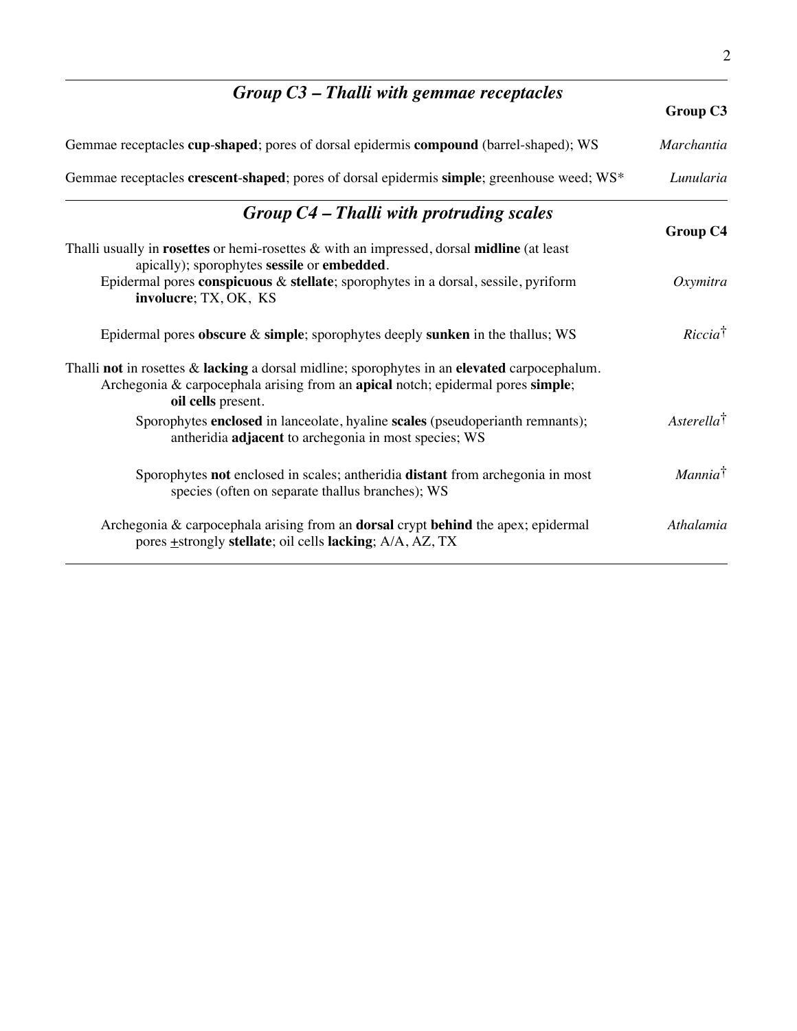## *Group C3 – Thalli with gemmae receptacles*

**Group C3**

Gemmae receptacles **cup**-**shaped**; pores of dorsal epidermis **compound** (barrel-shaped); WS — *Marchantia*

Gemmae receptacles **crescent**-**shaped**; pores of dorsal epidermis **simple**; greenhouse weed; WS* — *Lunularia*

## *Group C4 – Thalli with protruding scales*

**Group C4**

Thalli usually in **rosettes** or hemi-rosettes & with an impressed, dorsal **midline** (at least apically); sporophytes **sessile** or **embedded**.

- Epidermal pores **conspicuous** & **stellate**; sporophytes in a dorsal, sessile, pyriform **involucre**; TX, OK, KS — *Oxymitra*
- Epidermal pores **obscure** & **simple**; sporophytes deeply **sunken** in the thallus; WS — *Riccia*†

Thalli **not** in rosettes & **lacking** a dorsal midline; sporophytes in an **elevated** carpocephalum.

- Archegonia & carpocephala arising from an **apical** notch; epidermal pores **simple**; **oil cells** present.
  - Sporophytes **enclosed** in lanceolate, hyaline **scales** (pseudoperianth remnants); antheridia **adjacent** to archegonia in most species; WS — *Asterella*†
  - Sporophytes **not** enclosed in scales; antheridia **distant** from archegonia in most species (often on separate thallus branches); WS — *Mannia*†
- Archegonia & carpocephala arising from an **dorsal** crypt **behind** the apex; epidermal pores ±strongly **stellate**; oil cells **lacking**; A/A, AZ, TX — *Athalamia*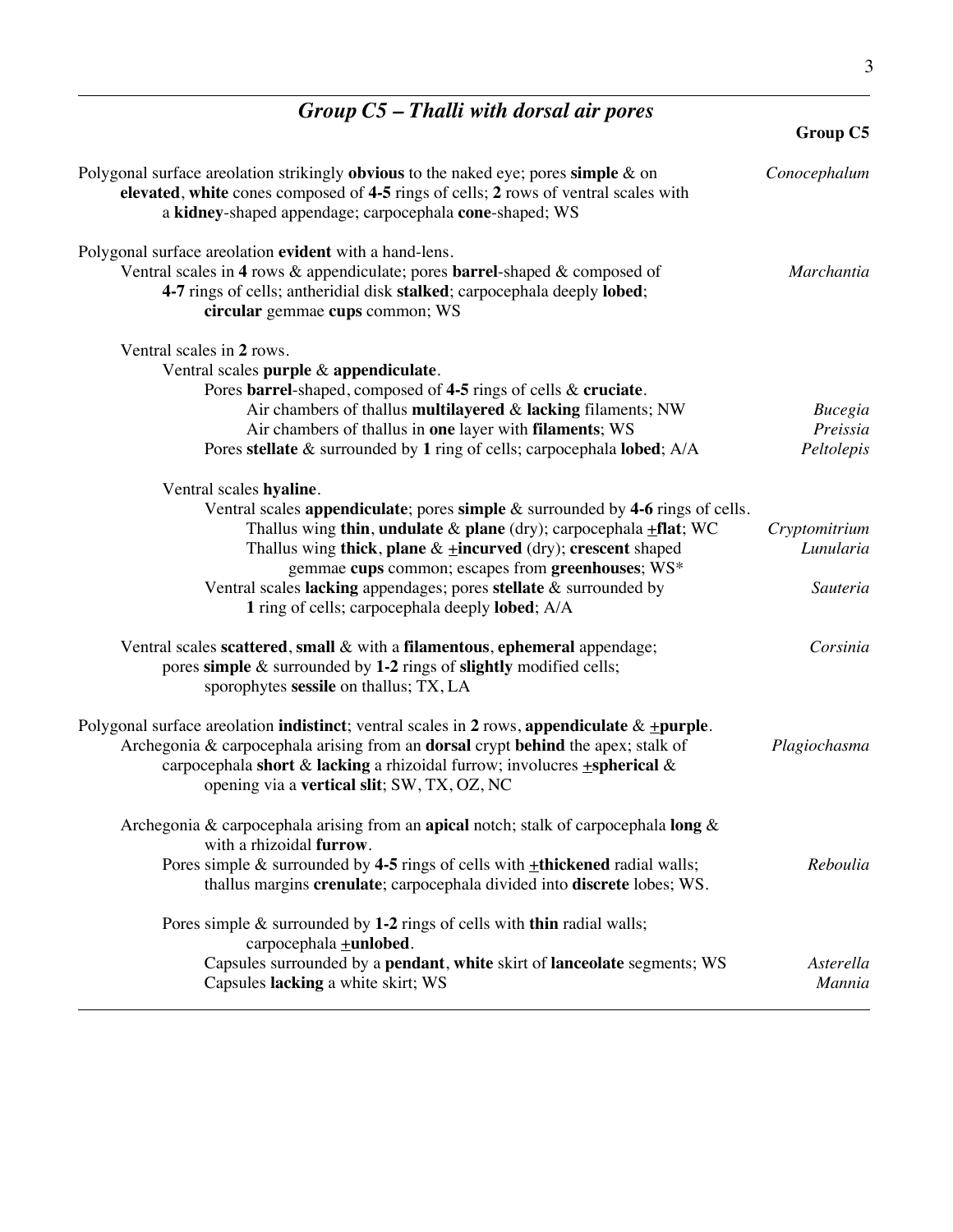## *Group C5 – Thalli with dorsal air pores*

**Group C5**

Polygonal surface areolation strikingly **obvious** to the naked eye; pores **simple** & on **elevated**, **white** cones composed of **4-5** rings of cells; **2** rows of ventral scales with a **kidney**-shaped appendage; carpocephala **cone**-shaped; WS — *Conocephalum*

Polygonal surface areolation **evident** with a hand-lens.

- Ventral scales in **4** rows & appendiculate; pores **barrel**-shaped & composed of **4-7** rings of cells; antheridial disk **stalked**; carpocephala deeply **lobed**; **circular** gemmae **cups** common; WS — *Marchantia*

- Ventral scales in **2** rows.
  - Ventral scales **purple** & **appendiculate**.
    - Pores **barrel**-shaped, composed of **4-5** rings of cells & **cruciate**.
      - Air chambers of thallus **multilayered** & **lacking** filaments; NW — *Bucegia*
      - Air chambers of thallus in **one** layer with **filaments**; WS — *Preissia*
    - Pores **stellate** & surrounded by **1** ring of cells; carpocephala **lobed**; A/A — *Peltolepis*

  - Ventral scales **hyaline**.
    - Ventral scales **appendiculate**; pores **simple** & surrounded by **4-6** rings of cells.
      - Thallus wing **thin**, **undulate** & **plane** (dry); carpocephala <u>+</u>**flat**; WC — *Cryptomitrium*
      - Thallus wing **thick**, **plane** & <u>+</u>**incurved** (dry); **crescent** shaped gemmae **cups** common; escapes from **greenhouses**; WS* — *Lunularia*
    - Ventral scales **lacking** appendages; pores **stellate** & surrounded by **1** ring of cells; carpocephala deeply **lobed**; A/A — *Sauteria*

- Ventral scales **scattered**, **small** & with a **filamentous**, **ephemeral** appendage; pores **simple** & surrounded by **1-2** rings of **slightly** modified cells; sporophytes **sessile** on thallus; TX, LA — *Corsinia*

Polygonal surface areolation **indistinct**; ventral scales in **2** rows, **appendiculate** & <u>+</u>**purple**.

- Archegonia & carpocephala arising from an **dorsal** crypt **behind** the apex; stalk of carpocephala **short** & **lacking** a rhizoidal furrow; involucres <u>+</u>**spherical** & opening via a **vertical slit**; SW, TX, OZ, NC — *Plagiochasma*

- Archegonia & carpocephala arising from an **apical** notch; stalk of carpocephala **long** & with a rhizoidal **furrow**.
  - Pores simple & surrounded by **4-5** rings of cells with <u>+</u>**thickened** radial walls; thallus margins **crenulate**; carpocephala divided into **discrete** lobes; WS. — *Reboulia*
  - Pores simple & surrounded by **1-2** rings of cells with **thin** radial walls; carpocephala <u>+</u>**unlobed**.
    - Capsules surrounded by a **pendant**, **white** skirt of **lanceolate** segments; WS — *Asterella*
    - Capsules **lacking** a white skirt; WS — *Mannia*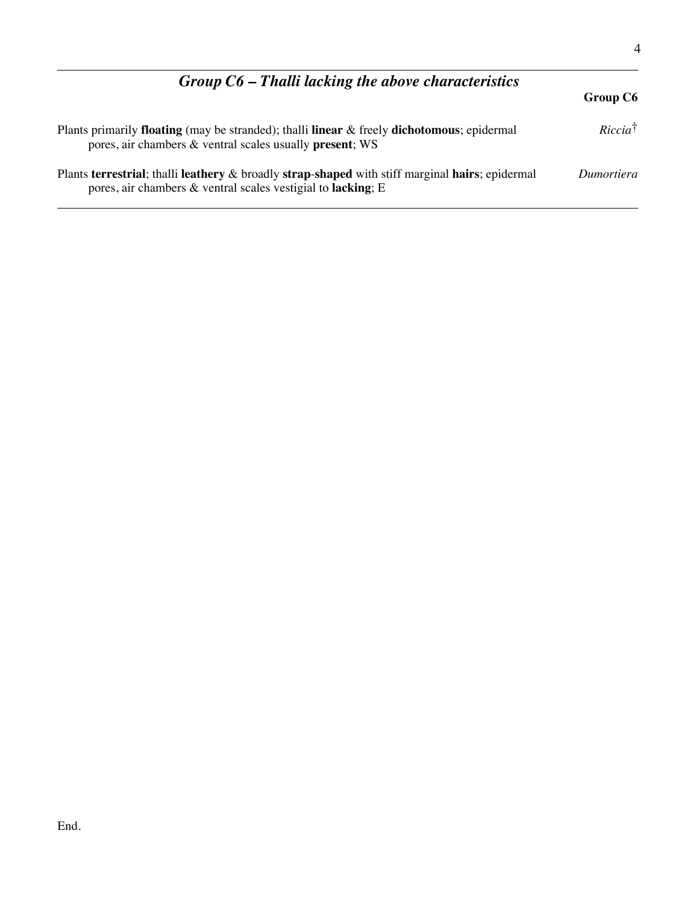## *Group C6 – Thalli lacking the above characteristics*

| | **Group C6** |
|---|---|
| Plants primarily **floating** (may be stranded); thalli **linear** & freely **dichotomous**; epidermal pores, air chambers & ventral scales usually **present**; WS | *Riccia*† |
| Plants **terrestrial**; thalli **leathery** & broadly **strap-shaped** with stiff marginal **hairs**; epidermal pores, air chambers & ventral scales vestigial to **lacking**; E | *Dumortiera* |

End.